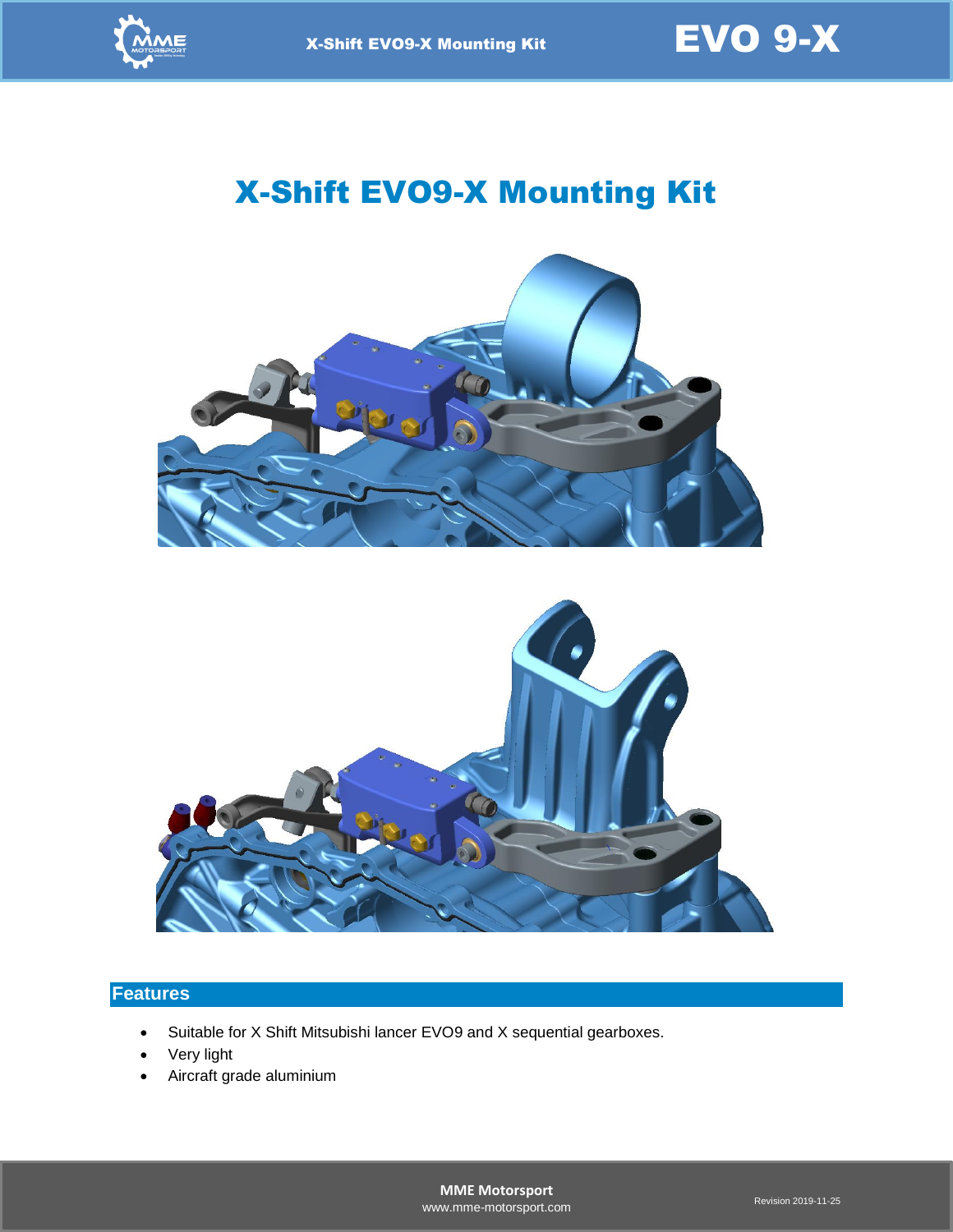# X-Shift EVO9-X Mounting Kit

## Features

- Suitable for X Shift Mitsubishi lancer EVO9 and X sequential gearboxes.
- Very light
- Aircraft grade aluminium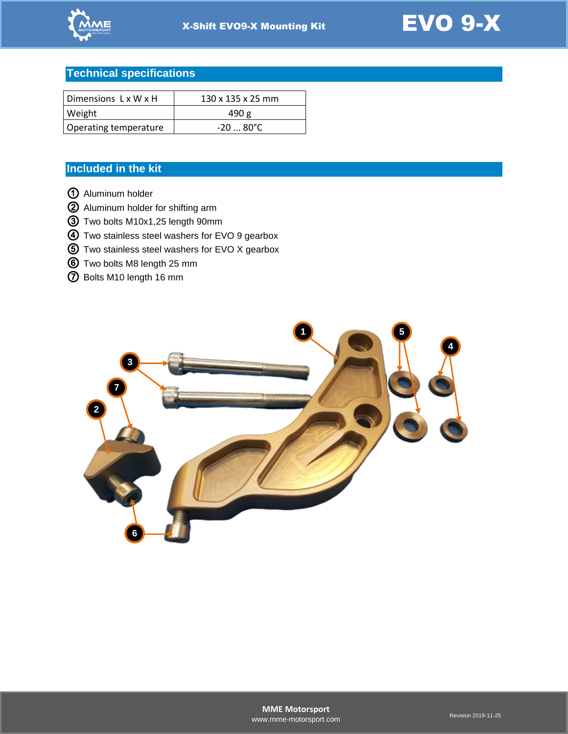## Technical specifications

| Dimensions L x W x H | 130 x 135 x 25 mm |
|---|---|
| Weight | 490 g |
| Operating temperature | -20 ... 80°C |

## Included in the kit

① Aluminum holder
② Aluminum holder for shifting arm
③ Two bolts M10x1,25 length 90mm
④ Two stainless steel washers for EVO 9 gearbox
⑤ Two stainless steel washers for EVO X gearbox
⑥ Two bolts M8 length 25 mm
⑦ Bolts M10 length 16 mm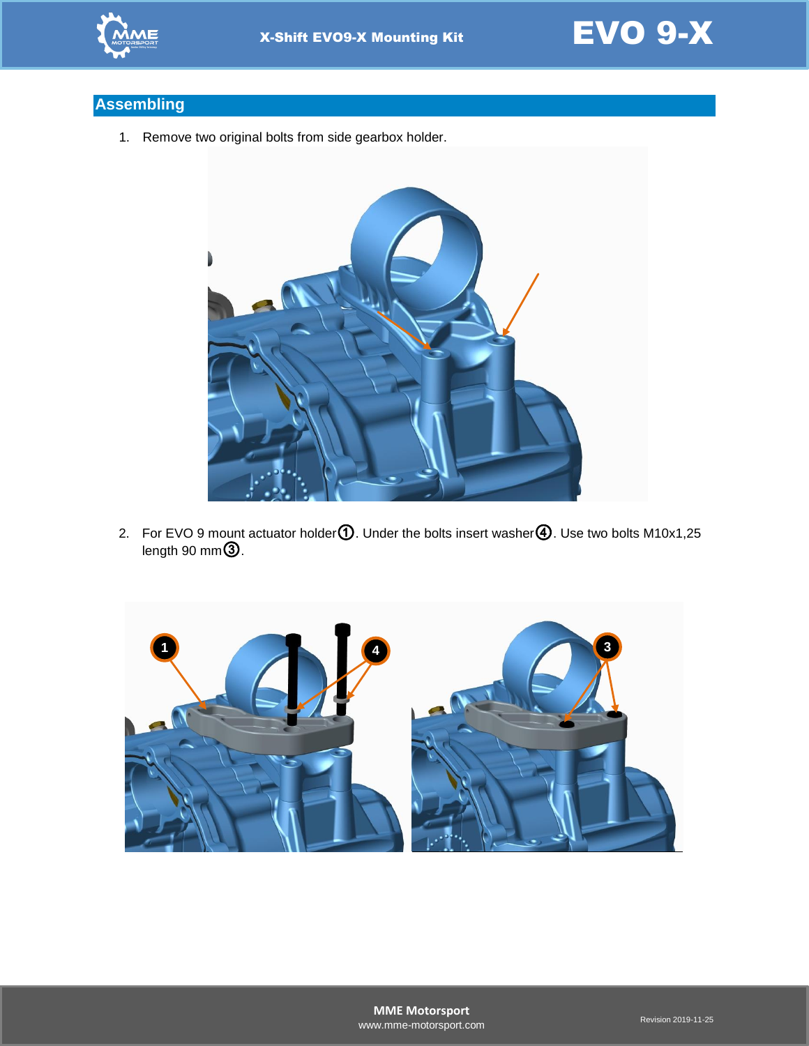## Assembling

1. Remove two original bolts from side gearbox holder.

2. For EVO 9 mount actuator holder ①. Under the bolts insert washer ④. Use two bolts M10x1,25 length 90 mm ③.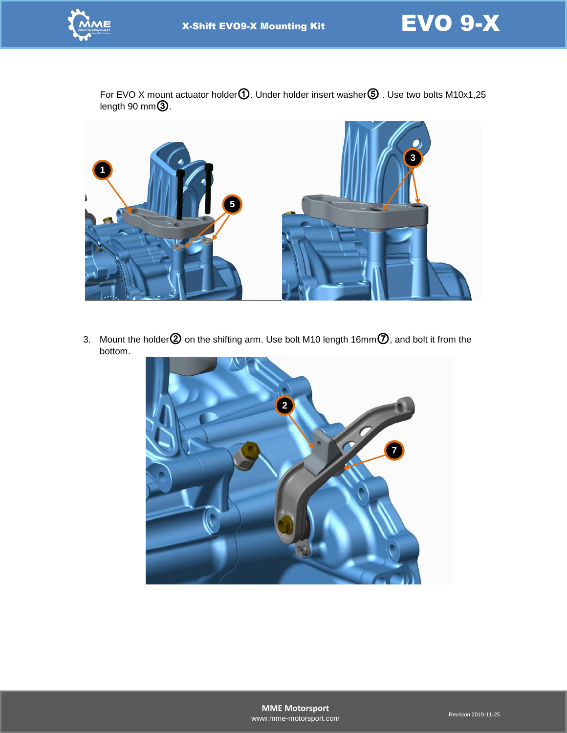For EVO X mount actuator holder①. Under holder insert washer⑤ . Use two bolts M10x1,25 length 90 mm③.

3. Mount the holder② on the shifting arm. Use bolt M10 length 16mm⑦, and bolt it from the bottom.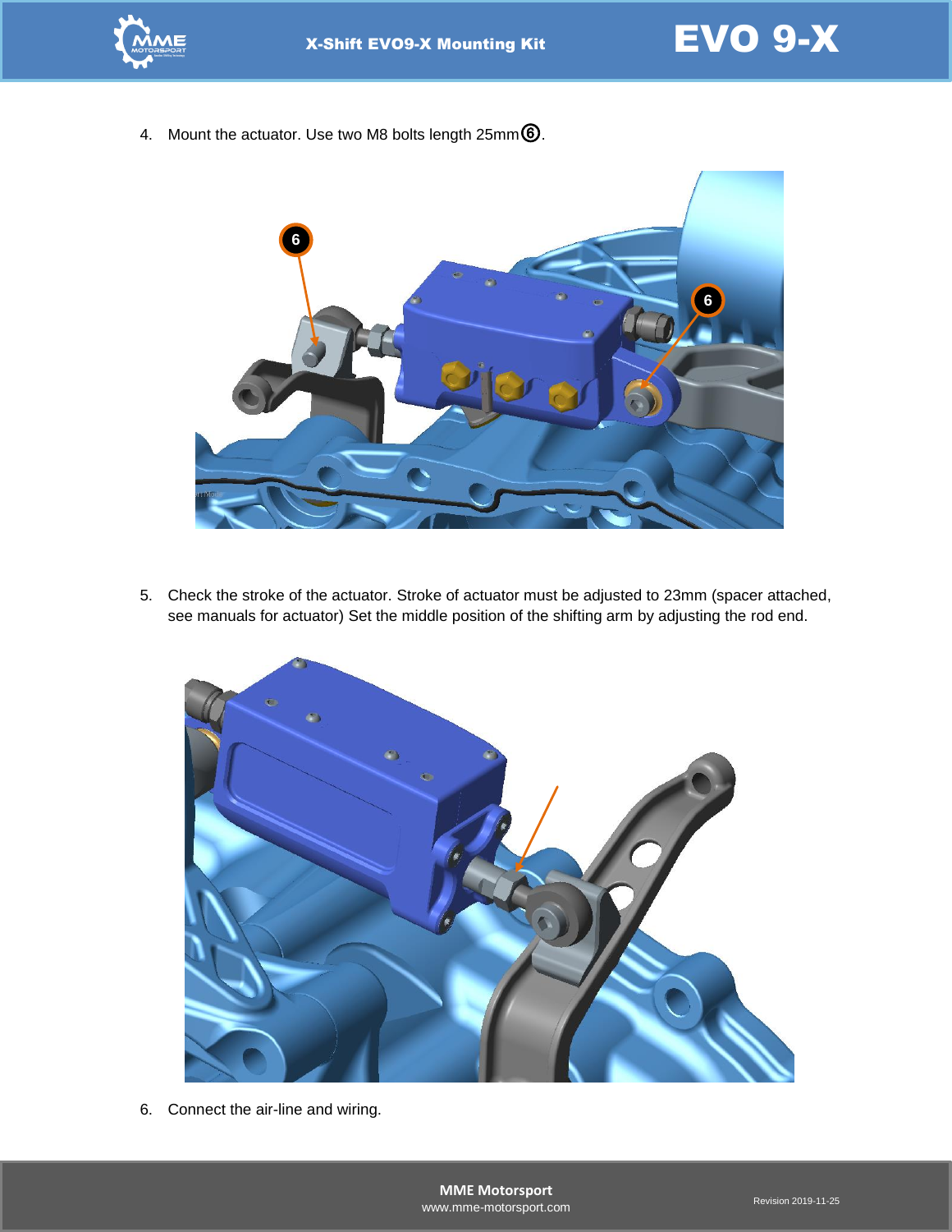4. Mount the actuator. Use two M8 bolts length 25mm ⑥.

5. Check the stroke of the actuator. Stroke of actuator must be adjusted to 23mm (spacer attached, see manuals for actuator) Set the middle position of the shifting arm by adjusting the rod end.

6. Connect the air-line and wiring.